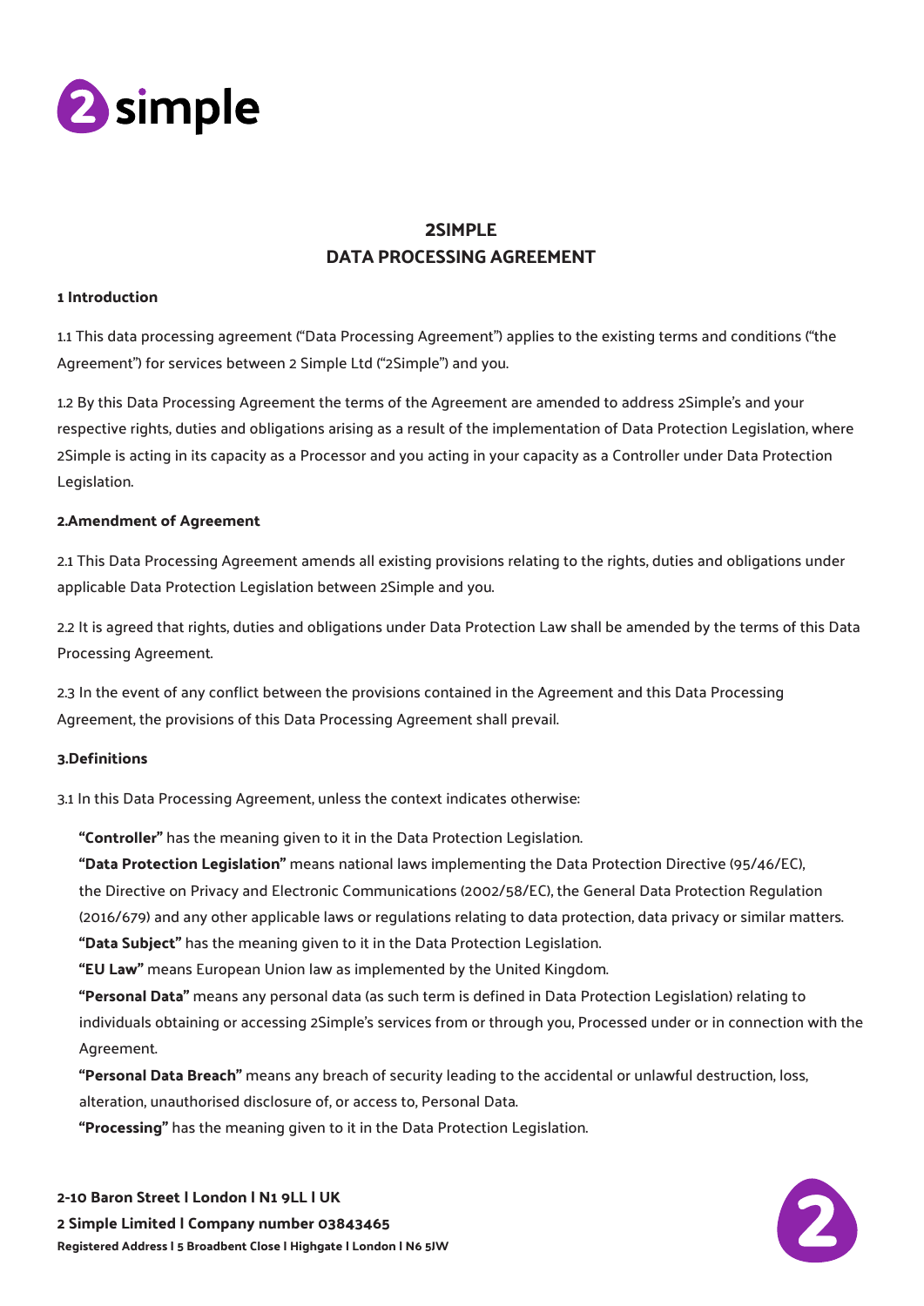# 2SIMPLE
# DATA PROCESSING AGREEMENT

## 1 Introduction

1.1 This data processing agreement ("Data Processing Agreement") applies to the existing terms and conditions ("the Agreement") for services between 2 Simple Ltd ("2Simple") and you.

1.2 By this Data Processing Agreement the terms of the Agreement are amended to address 2Simple's and your respective rights, duties and obligations arising as a result of the implementation of Data Protection Legislation, where 2Simple is acting in its capacity as a Processor and you acting in your capacity as a Controller under Data Protection Legislation.

## 2.Amendment of Agreement

2.1 This Data Processing Agreement amends all existing provisions relating to the rights, duties and obligations under applicable Data Protection Legislation between 2Simple and you.

2.2 It is agreed that rights, duties and obligations under Data Protection Law shall be amended by the terms of this Data Processing Agreement.

2.3 In the event of any conflict between the provisions contained in the Agreement and this Data Processing Agreement, the provisions of this Data Processing Agreement shall prevail.

## 3.Definitions

3.1 In this Data Processing Agreement, unless the context indicates otherwise:

**"Controller"** has the meaning given to it in the Data Protection Legislation.

**"Data Protection Legislation"** means national laws implementing the Data Protection Directive (95/46/EC), the Directive on Privacy and Electronic Communications (2002/58/EC), the General Data Protection Regulation (2016/679) and any other applicable laws or regulations relating to data protection, data privacy or similar matters.

**"Data Subject"** has the meaning given to it in the Data Protection Legislation.

**"EU Law"** means European Union law as implemented by the United Kingdom.

**"Personal Data"** means any personal data (as such term is defined in Data Protection Legislation) relating to individuals obtaining or accessing 2Simple's services from or through you, Processed under or in connection with the Agreement.

**"Personal Data Breach"** means any breach of security leading to the accidental or unlawful destruction, loss, alteration, unauthorised disclosure of, or access to, Personal Data.

**"Processing"** has the meaning given to it in the Data Protection Legislation.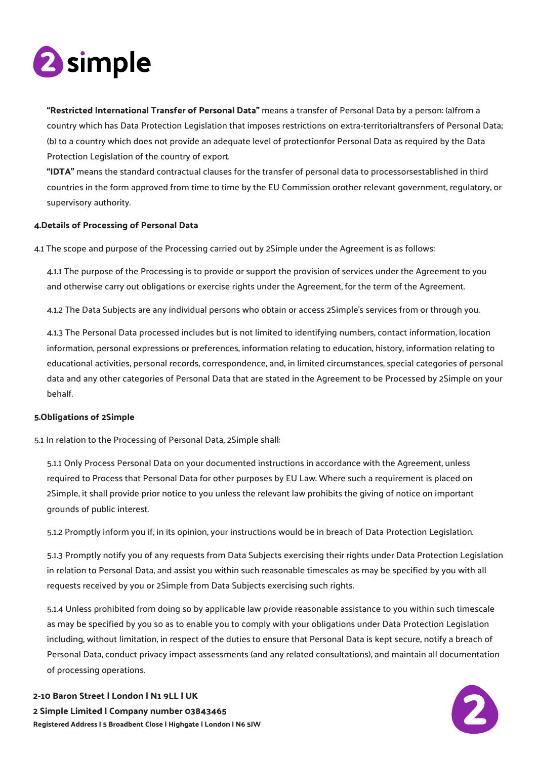**"Restricted International Transfer of Personal Data"** means a transfer of Personal Data by a person: (a)from a country which has Data Protection Legislation that imposes restrictions on extra-territorialtransfers of Personal Data; (b) to a country which does not provide an adequate level of protectionfor Personal Data as required by the Data Protection Legislation of the country of export.

**"IDTA"** means the standard contractual clauses for the transfer of personal data to processorsestablished in third countries in the form approved from time to time by the EU Commission orother relevant government, regulatory, or supervisory authority.

**4.Details of Processing of Personal Data**

4.1 The scope and purpose of the Processing carried out by 2Simple under the Agreement is as follows:

4.1.1 The purpose of the Processing is to provide or support the provision of services under the Agreement to you and otherwise carry out obligations or exercise rights under the Agreement, for the term of the Agreement.

4.1.2 The Data Subjects are any individual persons who obtain or access 2Simple's services from or through you.

4.1.3 The Personal Data processed includes but is not limited to identifying numbers, contact information, location information, personal expressions or preferences, information relating to education, history, information relating to educational activities, personal records, correspondence, and, in limited circumstances, special categories of personal data and any other categories of Personal Data that are stated in the Agreement to be Processed by 2Simple on your behalf.

**5.Obligations of 2Simple**

5.1 In relation to the Processing of Personal Data, 2Simple shall:

5.1.1 Only Process Personal Data on your documented instructions in accordance with the Agreement, unless required to Process that Personal Data for other purposes by EU Law. Where such a requirement is placed on 2Simple, it shall provide prior notice to you unless the relevant law prohibits the giving of notice on important grounds of public interest.

5.1.2 Promptly inform you if, in its opinion, your instructions would be in breach of Data Protection Legislation.

5.1.3 Promptly notify you of any requests from Data Subjects exercising their rights under Data Protection Legislation in relation to Personal Data, and assist you within such reasonable timescales as may be specified by you with all requests received by you or 2Simple from Data Subjects exercising such rights.

5.1.4 Unless prohibited from doing so by applicable law provide reasonable assistance to you within such timescale as may be specified by you so as to enable you to comply with your obligations under Data Protection Legislation including, without limitation, in respect of the duties to ensure that Personal Data is kept secure, notify a breach of Personal Data, conduct privacy impact assessments (and any related consultations), and maintain all documentation of processing operations.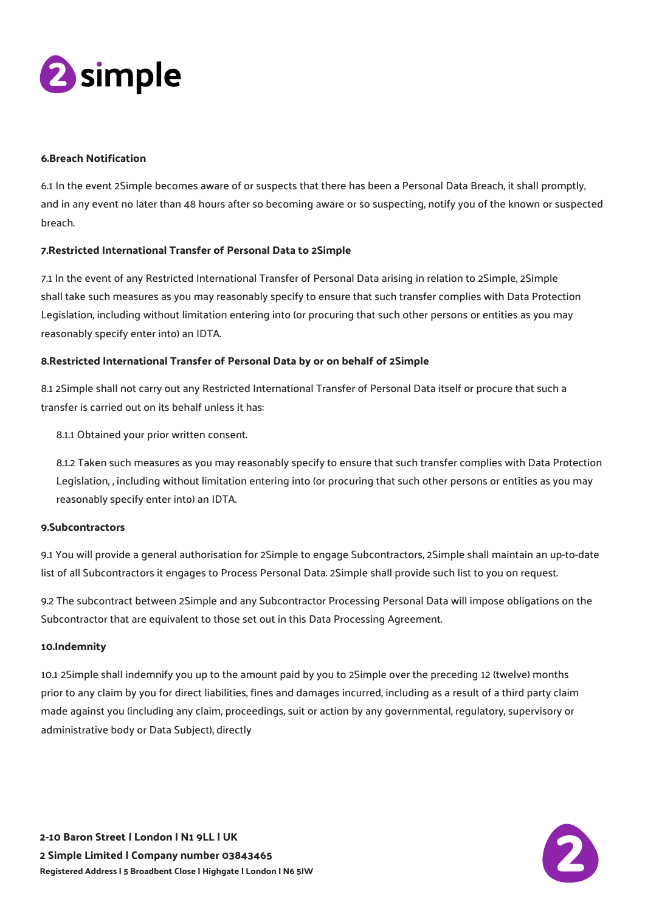**6.Breach Notification**

6.1 In the event 2Simple becomes aware of or suspects that there has been a Personal Data Breach, it shall promptly, and in any event no later than 48 hours after so becoming aware or so suspecting, notify you of the known or suspected breach.

**7.Restricted International Transfer of Personal Data to 2Simple**

7.1 In the event of any Restricted International Transfer of Personal Data arising in relation to 2Simple, 2Simple shall take such measures as you may reasonably specify to ensure that such transfer complies with Data Protection Legislation, including without limitation entering into (or procuring that such other persons or entities as you may reasonably specify enter into) an IDTA.

**8.Restricted International Transfer of Personal Data by or on behalf of 2Simple**

8.1 2Simple shall not carry out any Restricted International Transfer of Personal Data itself or procure that such a transfer is carried out on its behalf unless it has:

8.1.1 Obtained your prior written consent.

8.1.2 Taken such measures as you may reasonably specify to ensure that such transfer complies with Data Protection Legislation, , including without limitation entering into (or procuring that such other persons or entities as you may reasonably specify enter into) an IDTA.

**9.Subcontractors**

9.1 You will provide a general authorisation for 2Simple to engage Subcontractors, 2Simple shall maintain an up-to-date list of all Subcontractors it engages to Process Personal Data. 2Simple shall provide such list to you on request.

9.2 The subcontract between 2Simple and any Subcontractor Processing Personal Data will impose obligations on the Subcontractor that are equivalent to those set out in this Data Processing Agreement.

**10.Indemnity**

10.1 2Simple shall indemnify you up to the amount paid by you to 2Simple over the preceding 12 (twelve) months prior to any claim by you for direct liabilities, fines and damages incurred, including as a result of a third party claim made against you (including any claim, proceedings, suit or action by any governmental, regulatory, supervisory or administrative body or Data Subject), directly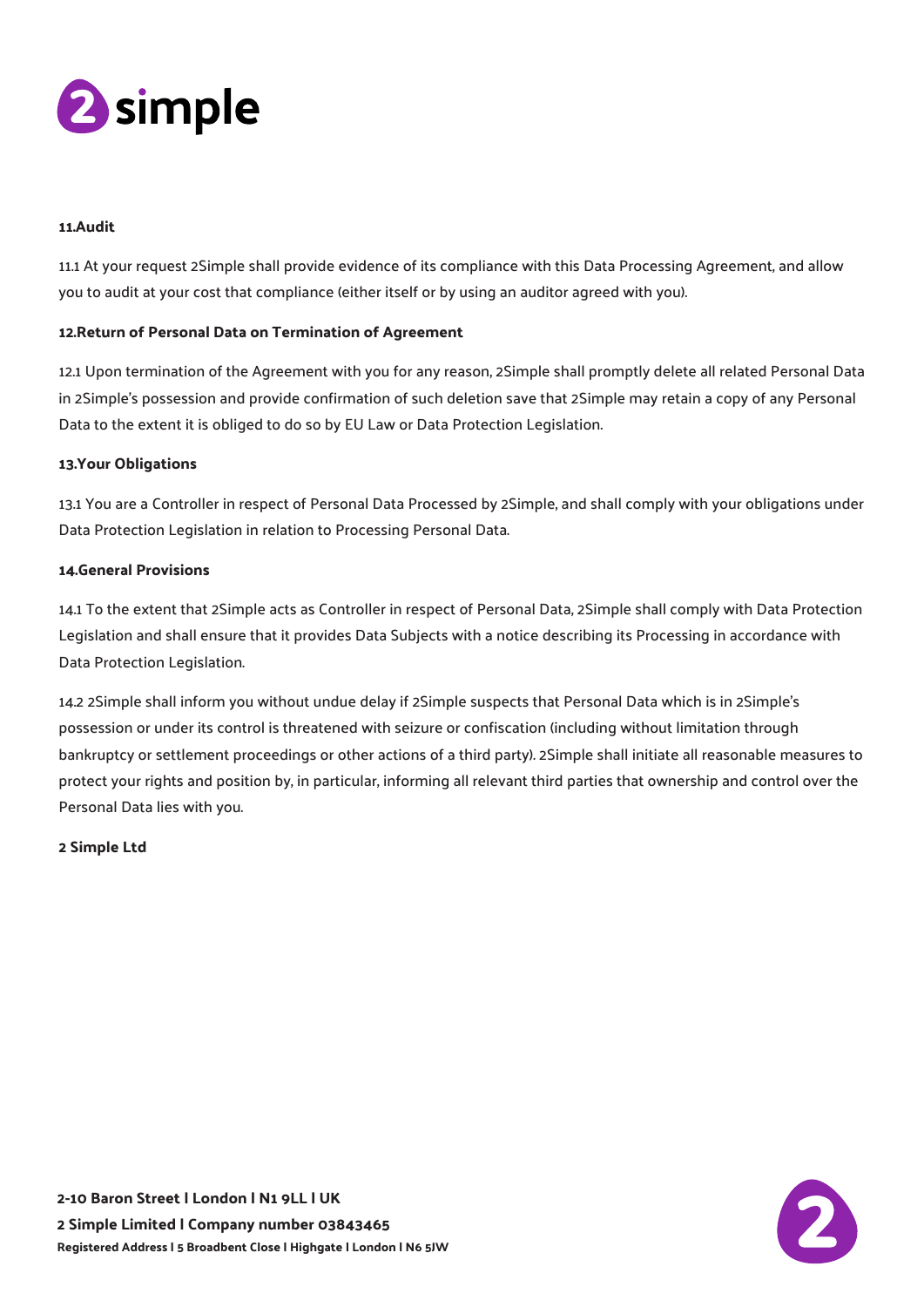**11.Audit**

11.1 At your request 2Simple shall provide evidence of its compliance with this Data Processing Agreement, and allow you to audit at your cost that compliance (either itself or by using an auditor agreed with you).

**12.Return of Personal Data on Termination of Agreement**

12.1 Upon termination of the Agreement with you for any reason, 2Simple shall promptly delete all related Personal Data in 2Simple's possession and provide confirmation of such deletion save that 2Simple may retain a copy of any Personal Data to the extent it is obliged to do so by EU Law or Data Protection Legislation.

**13.Your Obligations**

13.1 You are a Controller in respect of Personal Data Processed by 2Simple, and shall comply with your obligations under Data Protection Legislation in relation to Processing Personal Data.

**14.General Provisions**

14.1 To the extent that 2Simple acts as Controller in respect of Personal Data, 2Simple shall comply with Data Protection Legislation and shall ensure that it provides Data Subjects with a notice describing its Processing in accordance with Data Protection Legislation.

14.2 2Simple shall inform you without undue delay if 2Simple suspects that Personal Data which is in 2Simple's possession or under its control is threatened with seizure or confiscation (including without limitation through bankruptcy or settlement proceedings or other actions of a third party). 2Simple shall initiate all reasonable measures to protect your rights and position by, in particular, informing all relevant third parties that ownership and control over the Personal Data lies with you.

**2 Simple Ltd**